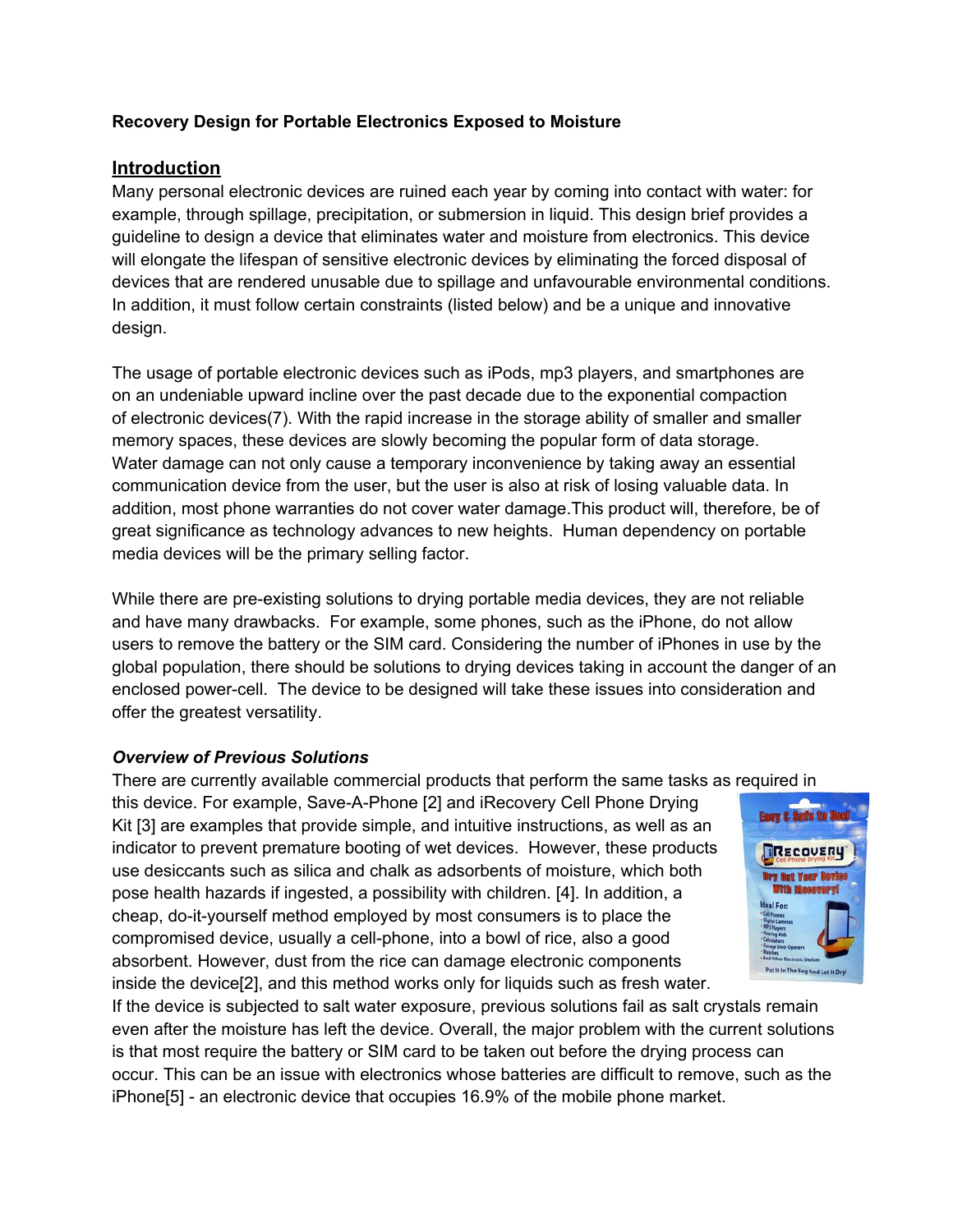**Recovery Design for Portable Electronics Exposed to Moisture**

## Introduction

Many personal electronic devices are ruined each year by coming into contact with water: for example, through spillage, precipitation, or submersion in liquid. This design brief provides a guideline to design a device that eliminates water and moisture from electronics. This device will elongate the lifespan of sensitive electronic devices by eliminating the forced disposal of devices that are rendered unusable due to spillage and unfavourable environmental conditions. In addition, it must follow certain constraints (listed below) and be a unique and innovative design.

The usage of portable electronic devices such as iPods, mp3 players, and smartphones are on an undeniable upward incline over the past decade due to the exponential compaction of electronic devices(7). With the rapid increase in the storage ability of smaller and smaller memory spaces, these devices are slowly becoming the popular form of data storage. Water damage can not only cause a temporary inconvenience by taking away an essential communication device from the user, but the user is also at risk of losing valuable data. In addition, most phone warranties do not cover water damage.This product will, therefore, be of great significance as technology advances to new heights. Human dependency on portable media devices will be the primary selling factor.

While there are pre-existing solutions to drying portable media devices, they are not reliable and have many drawbacks. For example, some phones, such as the iPhone, do not allow users to remove the battery or the SIM card. Considering the number of iPhones in use by the global population, there should be solutions to drying devices taking in account the danger of an enclosed power-cell. The device to be designed will take these issues into consideration and offer the greatest versatility.

### *Overview of Previous Solutions*

There are currently available commercial products that perform the same tasks as required in this device. For example, Save-A-Phone [2] and iRecovery Cell Phone Drying Kit [3] are examples that provide simple, and intuitive instructions, as well as an indicator to prevent premature booting of wet devices. However, these products use desiccants such as silica and chalk as adsorbents of moisture, which both pose health hazards if ingested, a possibility with children. [4]. In addition, a cheap, do-it-yourself method employed by most consumers is to place the compromised device, usually a cell-phone, into a bowl of rice, also a good absorbent. However, dust from the rice can damage electronic components inside the device[2], and this method works only for liquids such as fresh water. If the device is subjected to salt water exposure, previous solutions fail as salt crystals remain even after the moisture has left the device. Overall, the major problem with the current solutions is that most require the battery or SIM card to be taken out before the drying process can occur. This can be an issue with electronics whose batteries are difficult to remove, such as the iPhone[5] - an electronic device that occupies 16.9% of the mobile phone market.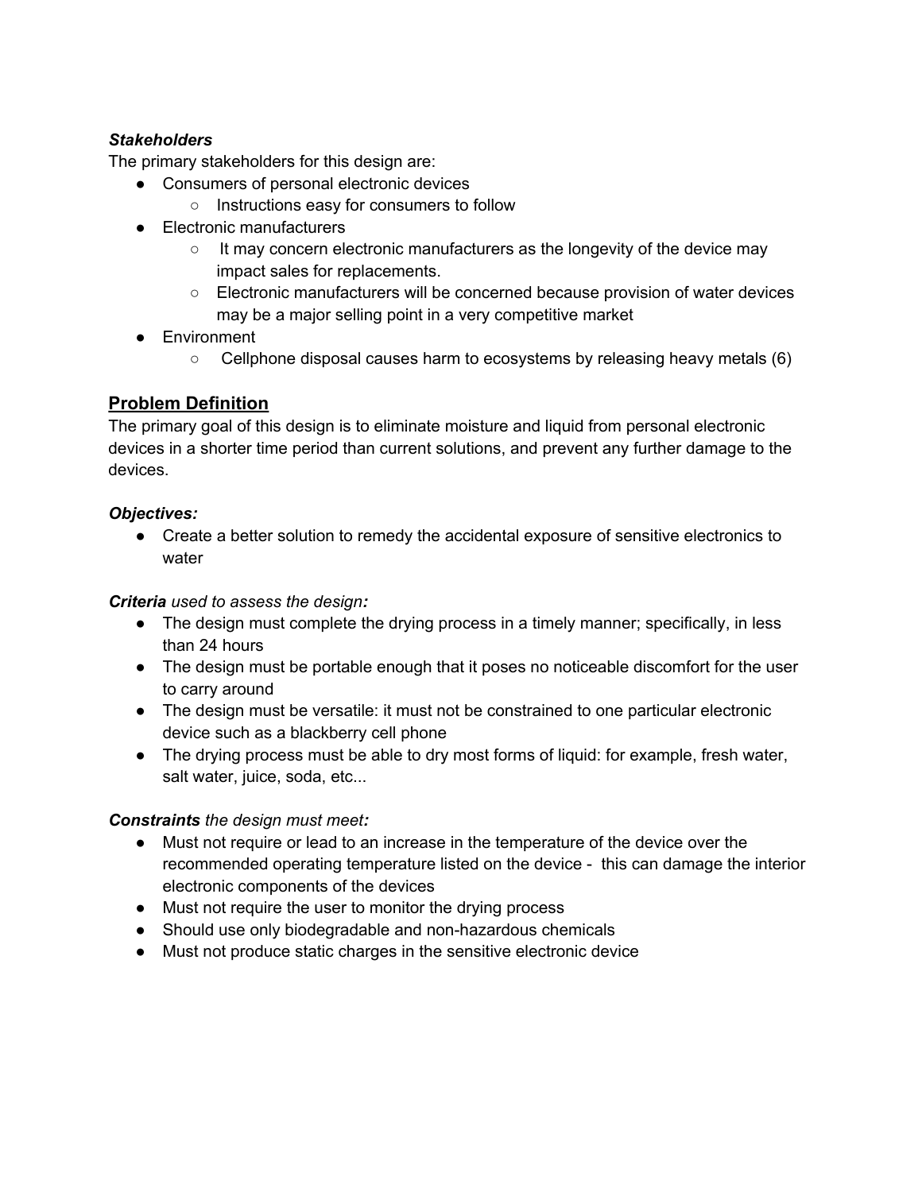***Stakeholders***

The primary stakeholders for this design are:

- Consumers of personal electronic devices
  - Instructions easy for consumers to follow
- Electronic manufacturers
  - It may concern electronic manufacturers as the longevity of the device may impact sales for replacements.
  - Electronic manufacturers will be concerned because provision of water devices may be a major selling point in a very competitive market
- Environment
  - Cellphone disposal causes harm to ecosystems by releasing heavy metals (6)

## **Problem Definition**

The primary goal of this design is to eliminate moisture and liquid from personal electronic devices in a shorter time period than current solutions, and prevent any further damage to the devices.

***Objectives:***

- Create a better solution to remedy the accidental exposure of sensitive electronics to water

***Criteria*** *used to assess the design**:***

- The design must complete the drying process in a timely manner; specifically, in less than 24 hours
- The design must be portable enough that it poses no noticeable discomfort for the user to carry around
- The design must be versatile: it must not be constrained to one particular electronic device such as a blackberry cell phone
- The drying process must be able to dry most forms of liquid: for example, fresh water, salt water, juice, soda, etc...

***Constraints*** *the design must meet**:***

- Must not require or lead to an increase in the temperature of the device over the recommended operating temperature listed on the device - this can damage the interior electronic components of the devices
- Must not require the user to monitor the drying process
- Should use only biodegradable and non-hazardous chemicals
- Must not produce static charges in the sensitive electronic device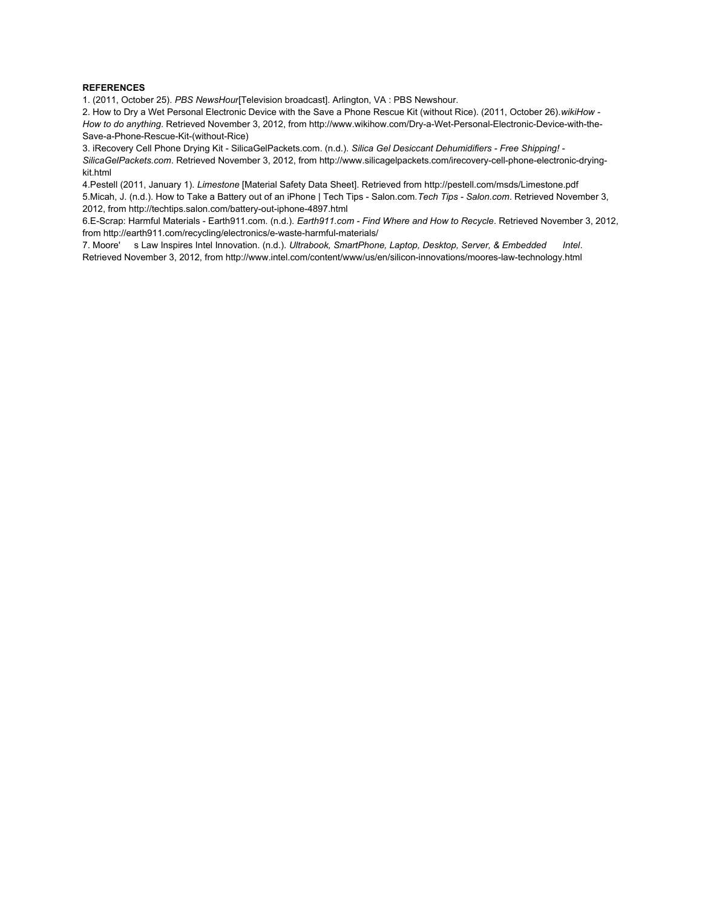**REFERENCES**

1. (2011, October 25). *PBS NewsHour*[Television broadcast]. Arlington, VA : PBS Newshour.
2. How to Dry a Wet Personal Electronic Device with the Save a Phone Rescue Kit (without Rice). (2011, October 26).*wikiHow - How to do anything*. Retrieved November 3, 2012, from http://www.wikihow.com/Dry-a-Wet-Personal-Electronic-Device-with-the-Save-a-Phone-Rescue-Kit-(without-Rice)
3. iRecovery Cell Phone Drying Kit - SilicaGelPackets.com. (n.d.). *Silica Gel Desiccant Dehumidifiers - Free Shipping! - SilicaGelPackets.com*. Retrieved November 3, 2012, from http://www.silicagelpackets.com/irecovery-cell-phone-electronic-drying-kit.html
4. Pestell (2011, January 1). *Limestone* [Material Safety Data Sheet]. Retrieved from http://pestell.com/msds/Limestone.pdf
5. Micah, J. (n.d.). How to Take a Battery out of an iPhone | Tech Tips - Salon.com.*Tech Tips - Salon.com*. Retrieved November 3, 2012, from http://techtips.salon.com/battery-out-iphone-4897.html
6. E-Scrap: Harmful Materials - Earth911.com. (n.d.). *Earth911.com - Find Where and How to Recycle*. Retrieved November 3, 2012, from http://earth911.com/recycling/electronics/e-waste-harmful-materials/
7. Moore's Law Inspires Intel Innovation. (n.d.). *Ultrabook, SmartPhone, Laptop, Desktop, Server, & Embedded Intel*. Retrieved November 3, 2012, from http://www.intel.com/content/www/us/en/silicon-innovations/moores-law-technology.html